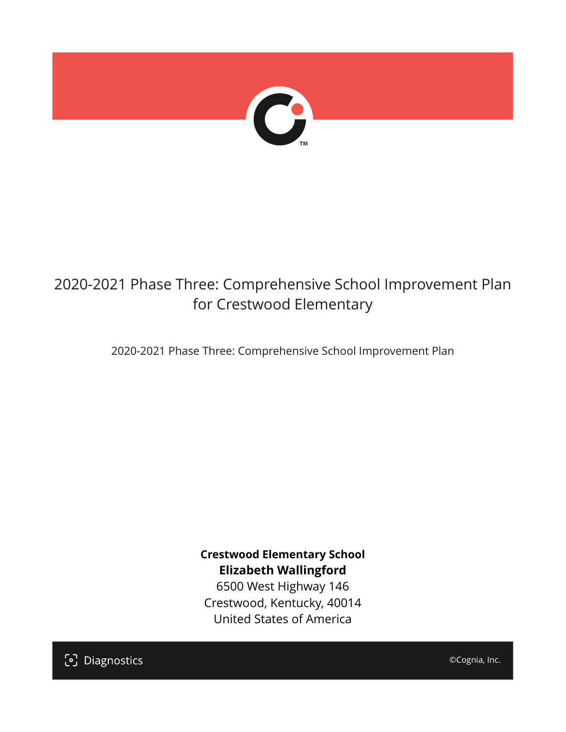# 2020-2021 Phase Three: Comprehensive School Improvement Plan for Crestwood Elementary

2020-2021 Phase Three: Comprehensive School Improvement Plan

**Crestwood Elementary School**
**Elizabeth Wallingford**
6500 West Highway 146
Crestwood, Kentucky, 40014
United States of America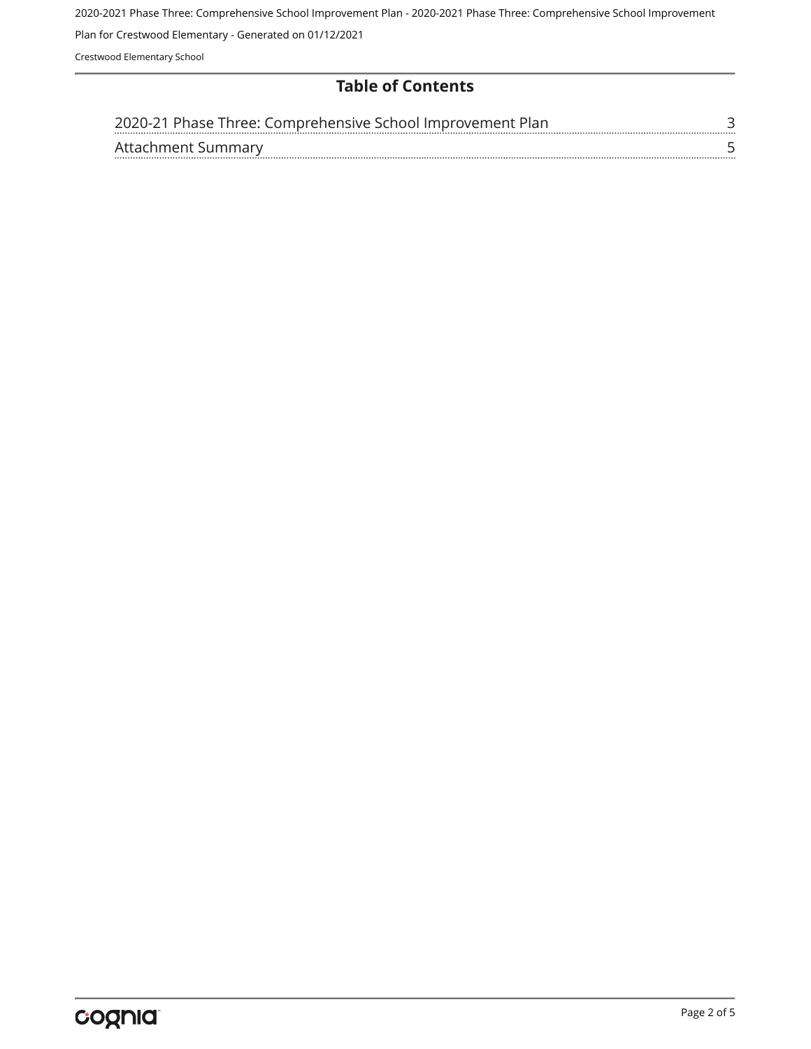## Table of Contents

| | |
|---|---|
| 2020-21 Phase Three: Comprehensive School Improvement Plan | 3 |
| Attachment Summary | 5 |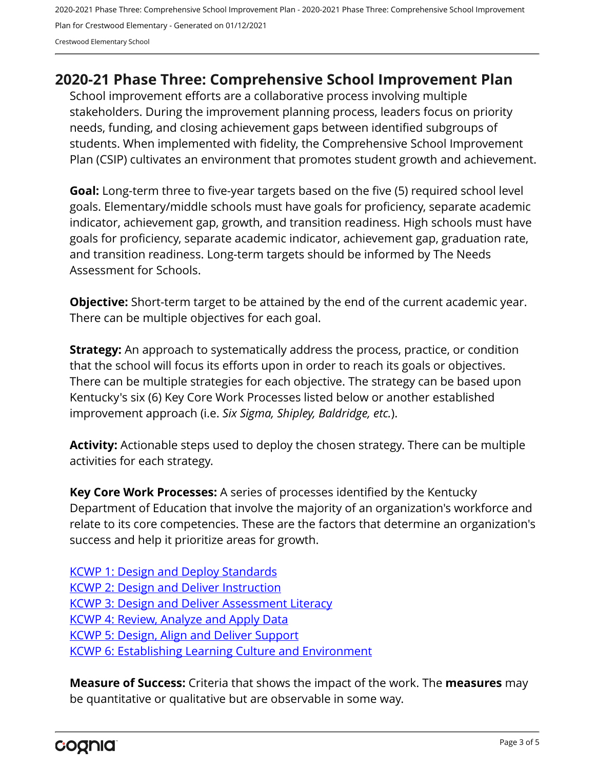## 2020-21 Phase Three: Comprehensive School Improvement Plan

School improvement efforts are a collaborative process involving multiple stakeholders. During the improvement planning process, leaders focus on priority needs, funding, and closing achievement gaps between identified subgroups of students. When implemented with fidelity, the Comprehensive School Improvement Plan (CSIP) cultivates an environment that promotes student growth and achievement.

**Goal:** Long-term three to five-year targets based on the five (5) required school level goals. Elementary/middle schools must have goals for proficiency, separate academic indicator, achievement gap, growth, and transition readiness. High schools must have goals for proficiency, separate academic indicator, achievement gap, graduation rate, and transition readiness. Long-term targets should be informed by The Needs Assessment for Schools.

**Objective:** Short-term target to be attained by the end of the current academic year. There can be multiple objectives for each goal.

**Strategy:** An approach to systematically address the process, practice, or condition that the school will focus its efforts upon in order to reach its goals or objectives. There can be multiple strategies for each objective. The strategy can be based upon Kentucky's six (6) Key Core Work Processes listed below or another established improvement approach (i.e. *Six Sigma, Shipley, Baldridge, etc.*).

**Activity:** Actionable steps used to deploy the chosen strategy. There can be multiple activities for each strategy.

**Key Core Work Processes:** A series of processes identified by the Kentucky Department of Education that involve the majority of an organization's workforce and relate to its core competencies. These are the factors that determine an organization's success and help it prioritize areas for growth.

KCWP 1: Design and Deploy Standards
KCWP 2: Design and Deliver Instruction
KCWP 3: Design and Deliver Assessment Literacy
KCWP 4: Review, Analyze and Apply Data
KCWP 5: Design, Align and Deliver Support
KCWP 6: Establishing Learning Culture and Environment

**Measure of Success:** Criteria that shows the impact of the work. The **measures** may be quantitative or qualitative but are observable in some way.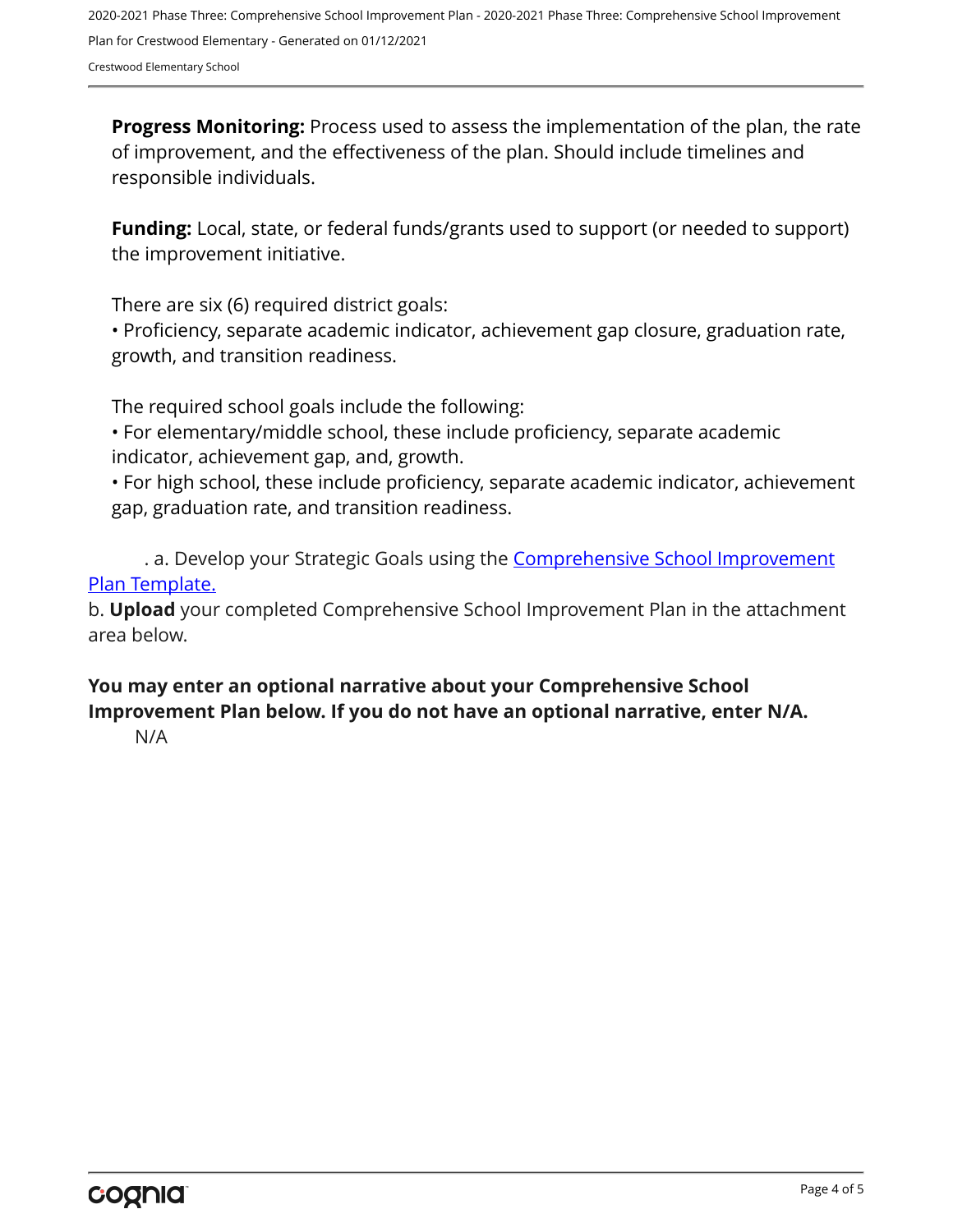**Progress Monitoring:** Process used to assess the implementation of the plan, the rate of improvement, and the effectiveness of the plan. Should include timelines and responsible individuals.

**Funding:** Local, state, or federal funds/grants used to support (or needed to support) the improvement initiative.

There are six (6) required district goals:

• Proficiency, separate academic indicator, achievement gap closure, graduation rate, growth, and transition readiness.

The required school goals include the following:

• For elementary/middle school, these include proficiency, separate academic indicator, achievement gap, and, growth.

• For high school, these include proficiency, separate academic indicator, achievement gap, graduation rate, and transition readiness.

. a. Develop your Strategic Goals using the Comprehensive School Improvement Plan Template.

b. **Upload** your completed Comprehensive School Improvement Plan in the attachment area below.

**You may enter an optional narrative about your Comprehensive School Improvement Plan below. If you do not have an optional narrative, enter N/A.**

N/A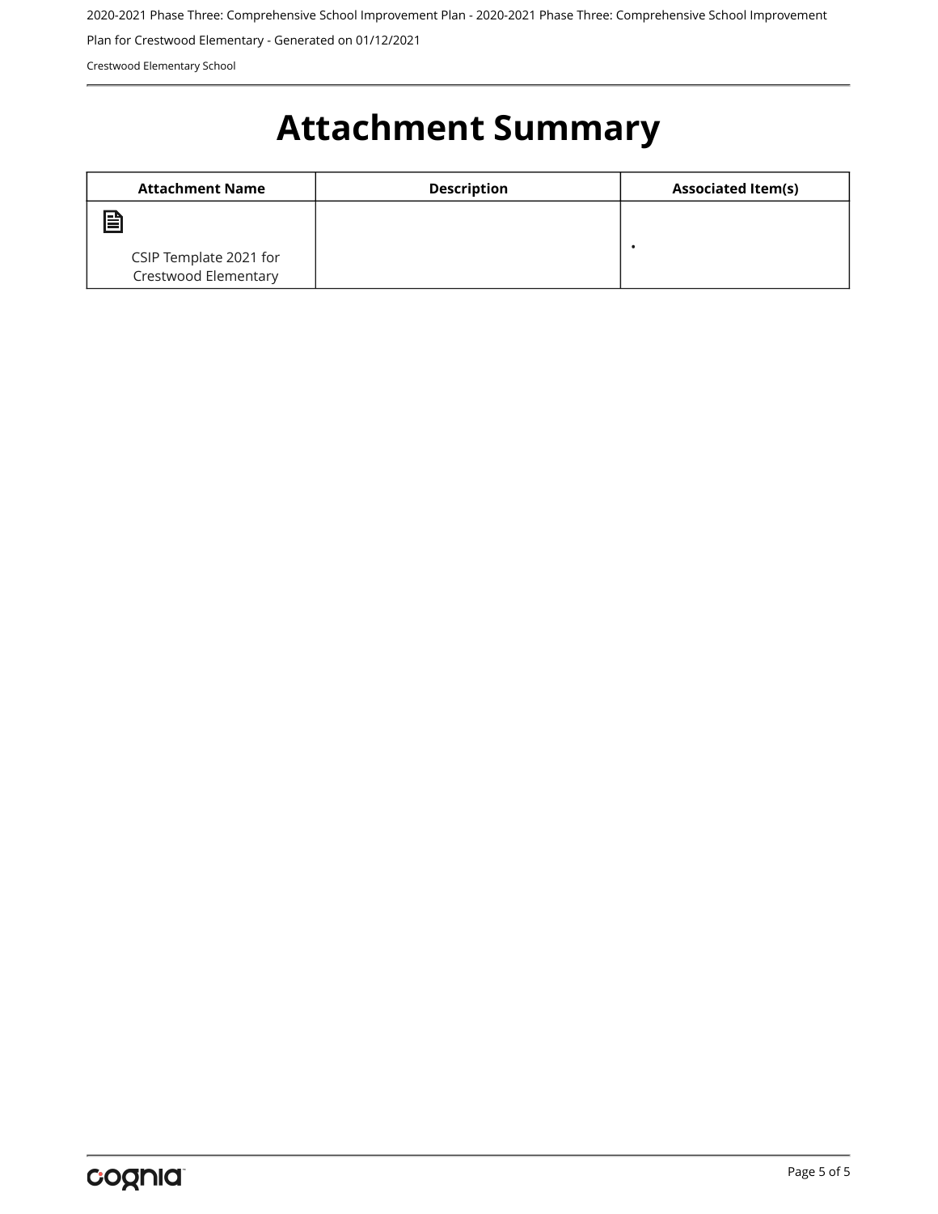# Attachment Summary

| Attachment Name | Description | Associated Item(s) |
| --- | --- | --- |
| CSIP Template 2021 for Crestwood Elementary | | • |